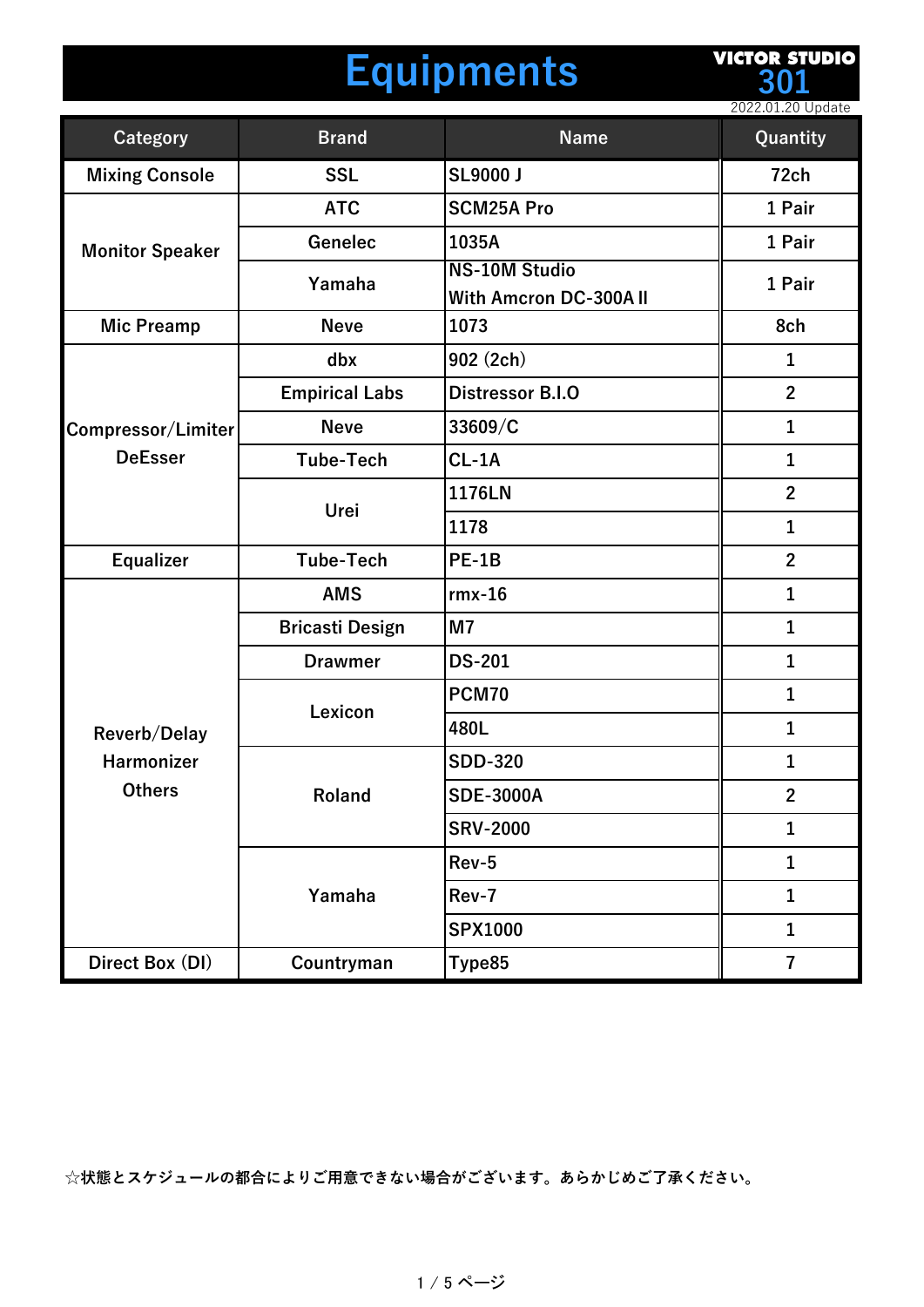# Equipments

**VICTOR STUDIO 301**

2022.01.20 Update

| Category | Brand | Name | Quantity |
|---|---|---|---|
| Mixing Console | SSL | SL9000 J | 72ch |
| Monitor Speaker | ATC | SCM25A Pro | 1 Pair |
| | Genelec | 1035A | 1 Pair |
| | Yamaha | NS-10M Studio With Amcron DC-300A II | 1 Pair |
| Mic Preamp | Neve | 1073 | 8ch |
| Compressor/Limiter DeEsser | dbx | 902 (2ch) | 1 |
| | Empirical Labs | Distressor B.I.O | 2 |
| | Neve | 33609/C | 1 |
| | Tube-Tech | CL-1A | 1 |
| | Urei | 1176LN | 2 |
| | | 1178 | 1 |
| Equalizer | Tube-Tech | PE-1B | 2 |
| Reverb/Delay Harmonizer Others | AMS | rmx-16 | 1 |
| | Bricasti Design | M7 | 1 |
| | Drawmer | DS-201 | 1 |
| | Lexicon | PCM70 | 1 |
| | | 480L | 1 |
| | Roland | SDD-320 | 1 |
| | | SDE-3000A | 2 |
| | | SRV-2000 | 1 |
| | Yamaha | Rev-5 | 1 |
| | | Rev-7 | 1 |
| | | SPX1000 | 1 |
| Direct Box (DI) | Countryman | Type85 | 7 |

☆状態とスケジュールの都合によりご用意できない場合がございます。あらかじめご了承ください。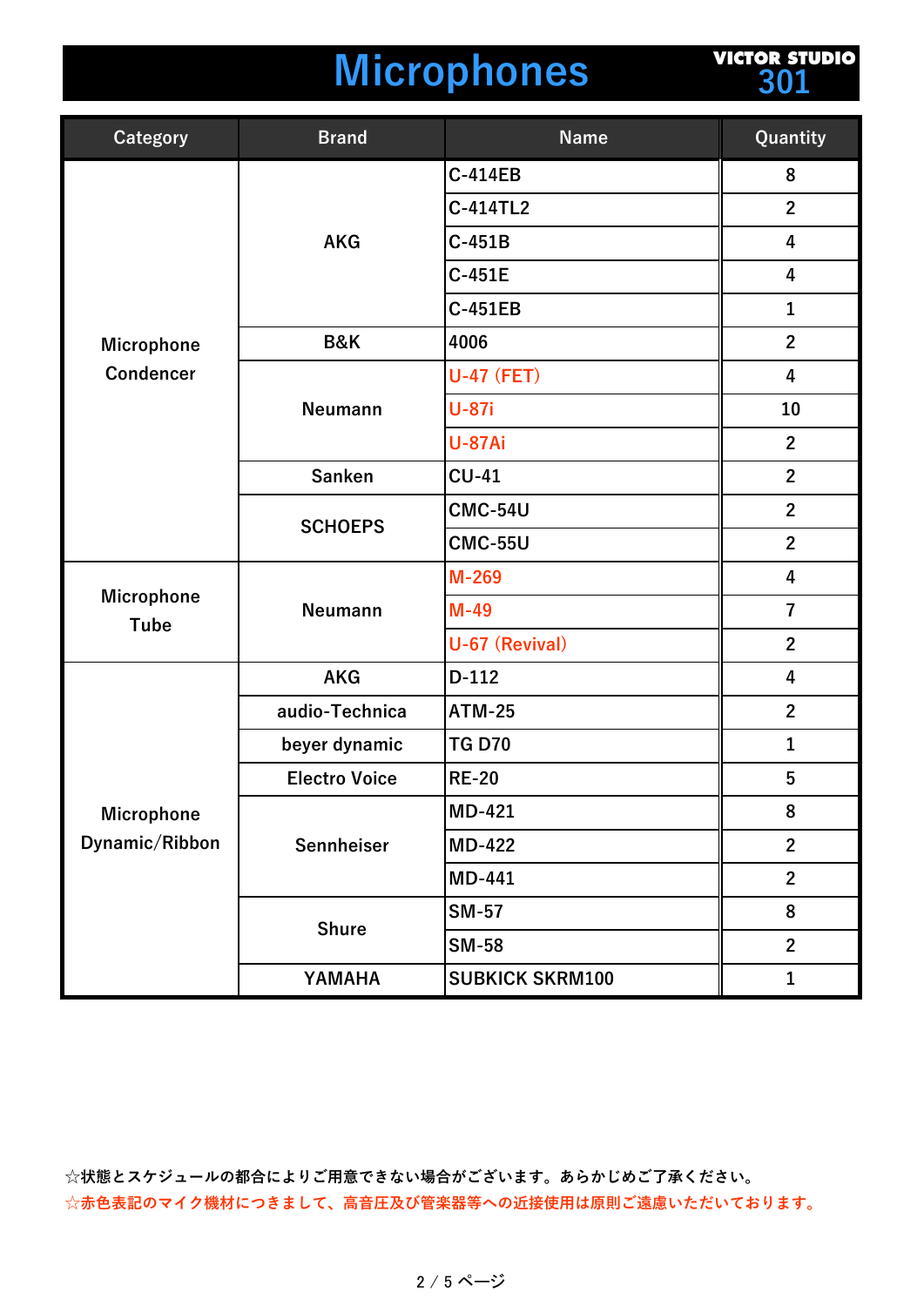# Microphones

VICTOR STUDIO 301

| Category | Brand | Name | Quantity |
|---|---|---|---|
| Microphone Condencer | AKG | C-414EB | 8 |
| | | C-414TL2 | 2 |
| | | C-451B | 4 |
| | | C-451E | 4 |
| | | C-451EB | 1 |
| | B&K | 4006 | 2 |
| | Neumann | U-47 (FET) | 4 |
| | | U-87i | 10 |
| | | U-87Ai | 2 |
| | Sanken | CU-41 | 2 |
| | SCHOEPS | CMC-54U | 2 |
| | | CMC-55U | 2 |
| Microphone Tube | Neumann | M-269 | 4 |
| | | M-49 | 7 |
| | | U-67 (Revival) | 2 |
| Microphone Dynamic/Ribbon | AKG | D-112 | 4 |
| | audio-Technica | ATM-25 | 2 |
| | beyer dynamic | TG D70 | 1 |
| | Electro Voice | RE-20 | 5 |
| | Sennheiser | MD-421 | 8 |
| | | MD-422 | 2 |
| | | MD-441 | 2 |
| | Shure | SM-57 | 8 |
| | | SM-58 | 2 |
| | YAMAHA | SUBKICK SKRM100 | 1 |

☆状態とスケジュールの都合によりご用意できない場合がございます。あらかじめご了承ください。

☆赤色表記のマイク機材につきまして、高音圧及び管楽器等への近接使用は原則ご遠慮いただいております。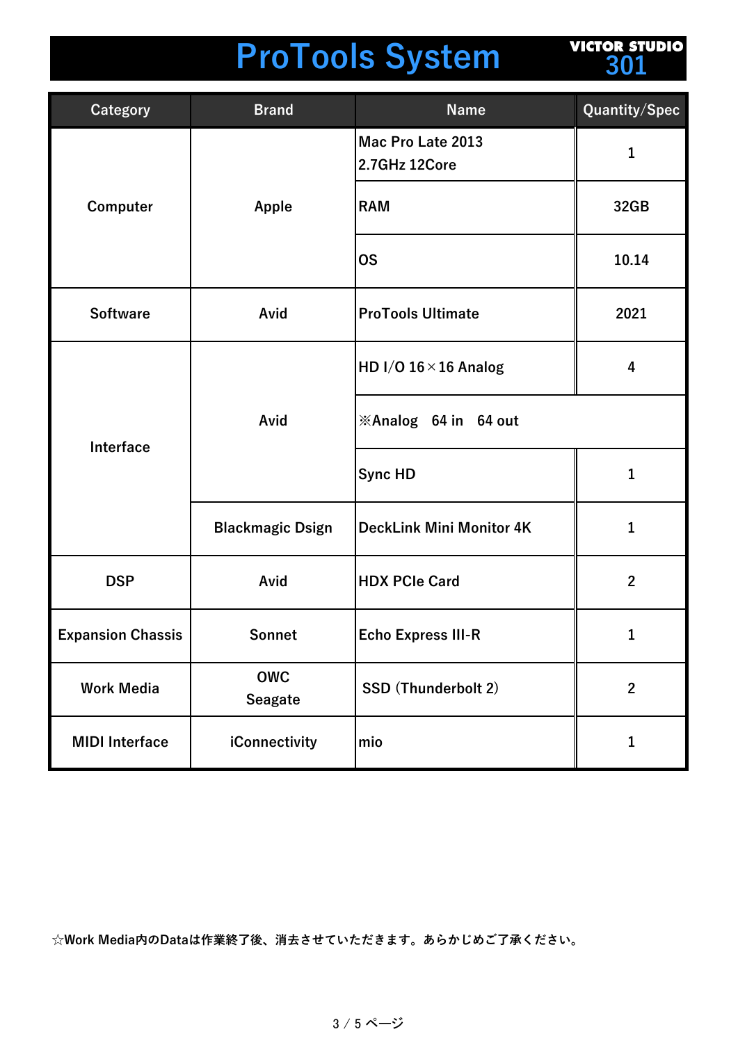# ProTools System

VICTOR STUDIO 301

| Category | Brand | Name | Quantity/Spec |
|---|---|---|---|
| Computer | Apple | Mac Pro Late 2013 2.7GHz 12Core | 1 |
| | | RAM | 32GB |
| | | OS | 10.14 |
| Software | Avid | ProTools Ultimate | 2021 |
| Interface | Avid | HD I/O 16×16 Analog | 4 |
| | | ※Analog　64 in　64 out | |
| | | Sync HD | 1 |
| | Blackmagic Dsign | DeckLink Mini Monitor 4K | 1 |
| DSP | Avid | HDX PCIe Card | 2 |
| Expansion Chassis | Sonnet | Echo Express III-R | 1 |
| Work Media | OWC Seagate | SSD (Thunderbolt 2) | 2 |
| MIDI Interface | iConnectivity | mio | 1 |

☆Work Media内のDataは作業終了後、消去させていただきます。あらかじめご了承ください。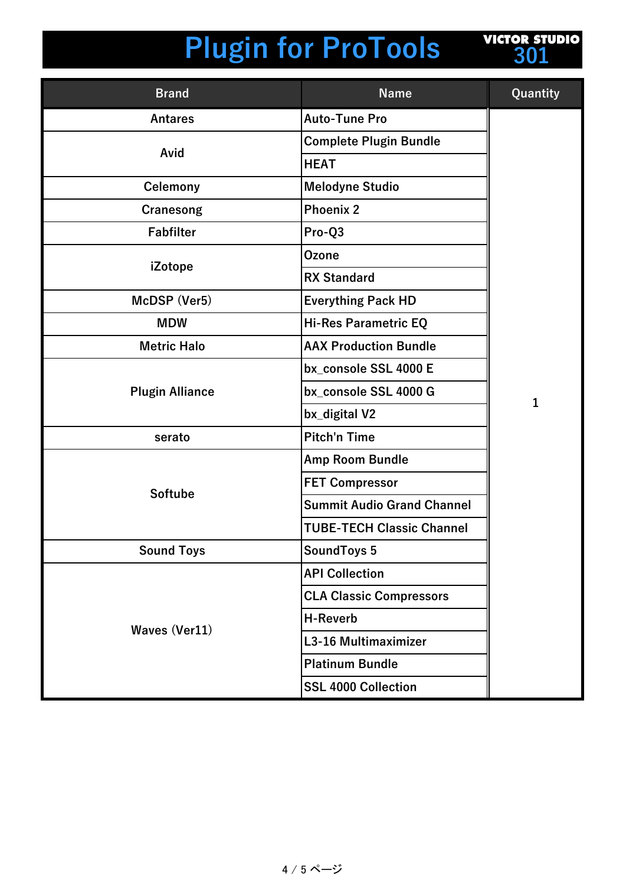# Plugin for ProTools

**VICTOR STUDIO 301**

| Brand | Name | Quantity |
| --- | --- | --- |
| Antares | Auto-Tune Pro | 1 |
| Avid | Complete Plugin Bundle | |
| | HEAT | |
| Celemony | Melodyne Studio | |
| Cranesong | Phoenix 2 | |
| Fabfilter | Pro-Q3 | |
| iZotope | Ozone | |
| | RX Standard | |
| McDSP (Ver5) | Everything Pack HD | |
| MDW | Hi-Res Parametric EQ | |
| Metric Halo | AAX Production Bundle | |
| Plugin Alliance | bx_console SSL 4000 E | |
| | bx_console SSL 4000 G | |
| | bx_digital V2 | |
| serato | Pitch'n Time | |
| Softube | Amp Room Bundle | |
| | FET Compressor | |
| | Summit Audio Grand Channel | |
| | TUBE-TECH Classic Channel | |
| Sound Toys | SoundToys 5 | |
| Waves (Ver11) | API Collection | |
| | CLA Classic Compressors | |
| | H-Reverb | |
| | L3-16 Multimaximizer | |
| | Platinum Bundle | |
| | SSL 4000 Collection | |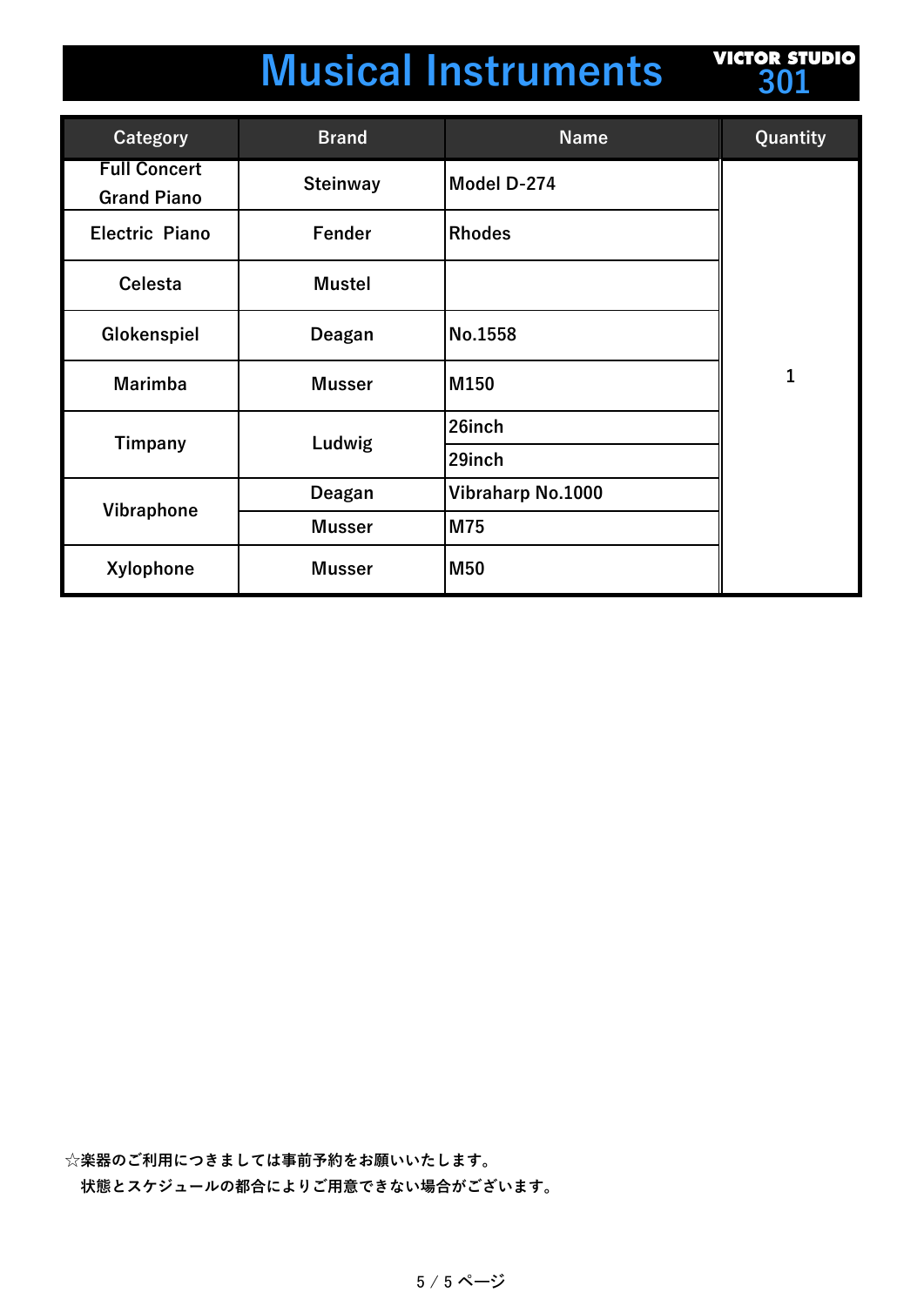# Musical Instruments

VICTOR STUDIO 301

| Category | Brand | Name | Quantity |
|---|---|---|---|
| Full Concert Grand Piano | Steinway | Model D-274 | 1 |
| Electric Piano | Fender | Rhodes | |
| Celesta | Mustel | | |
| Glokenspiel | Deagan | No.1558 | |
| Marimba | Musser | M150 | |
| Timpany | Ludwig | 26inch | |
| | | 29inch | |
| Vibraphone | Deagan | Vibraharp No.1000 | |
| | Musser | M75 | |
| Xylophone | Musser | M50 | |

☆楽器のご利用につきましては事前予約をお願いいたします。
　状態とスケジュールの都合によりご用意できない場合がございます。